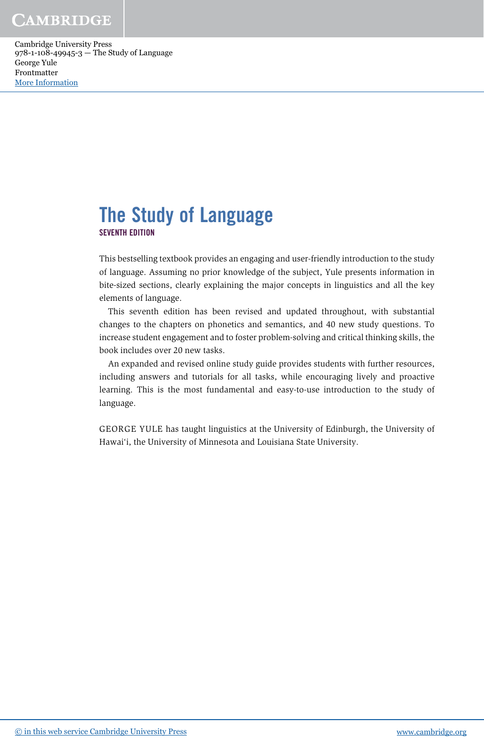Cambridge University Press
978-1-108-49945-3 — The Study of Language
George Yule
Frontmatter
More Information

# The Study of Language

## SEVENTH EDITION

This bestselling textbook provides an engaging and user-friendly introduction to the study of language. Assuming no prior knowledge of the subject, Yule presents information in bite-sized sections, clearly explaining the major concepts in linguistics and all the key elements of language.

This seventh edition has been revised and updated throughout, with substantial changes to the chapters on phonetics and semantics, and 40 new study questions. To increase student engagement and to foster problem-solving and critical thinking skills, the book includes over 20 new tasks.

An expanded and revised online study guide provides students with further resources, including answers and tutorials for all tasks, while encouraging lively and proactive learning. This is the most fundamental and easy-to-use introduction to the study of language.

GEORGE YULE has taught linguistics at the University of Edinburgh, the University of Hawaiʻi, the University of Minnesota and Louisiana State University.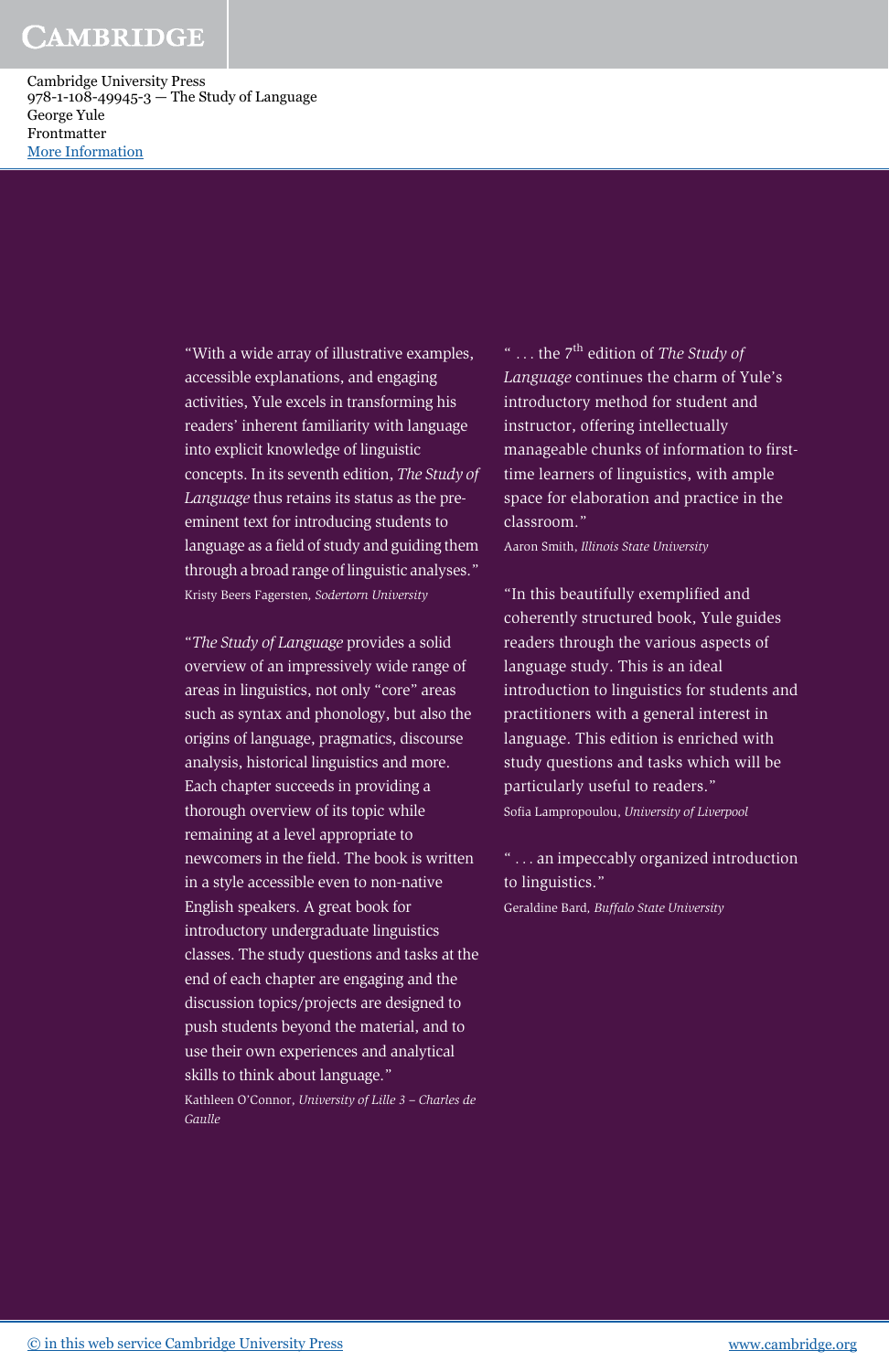"With a wide array of illustrative examples, accessible explanations, and engaging activities, Yule excels in transforming his readers' inherent familiarity with language into explicit knowledge of linguistic concepts. In its seventh edition, *The Study of Language* thus retains its status as the pre-eminent text for introducing students to language as a field of study and guiding them through a broad range of linguistic analyses."

Kristy Beers Fagersten, *Sodertorn University*

"*The Study of Language* provides a solid overview of an impressively wide range of areas in linguistics, not only "core" areas such as syntax and phonology, but also the origins of language, pragmatics, discourse analysis, historical linguistics and more. Each chapter succeeds in providing a thorough overview of its topic while remaining at a level appropriate to newcomers in the field. The book is written in a style accessible even to non-native English speakers. A great book for introductory undergraduate linguistics classes. The study questions and tasks at the end of each chapter are engaging and the discussion topics/projects are designed to push students beyond the material, and to use their own experiences and analytical skills to think about language."

Kathleen O'Connor, *University of Lille 3 – Charles de Gaulle*

" . . . the 7th edition of *The Study of Language* continues the charm of Yule's introductory method for student and instructor, offering intellectually manageable chunks of information to first-time learners of linguistics, with ample space for elaboration and practice in the classroom."

Aaron Smith, *Illinois State University*

"In this beautifully exemplified and coherently structured book, Yule guides readers through the various aspects of language study. This is an ideal introduction to linguistics for students and practitioners with a general interest in language. This edition is enriched with study questions and tasks which will be particularly useful to readers."

Sofia Lampropoulou, *University of Liverpool*

" . . . an impeccably organized introduction to linguistics."

Geraldine Bard, *Buffalo State University*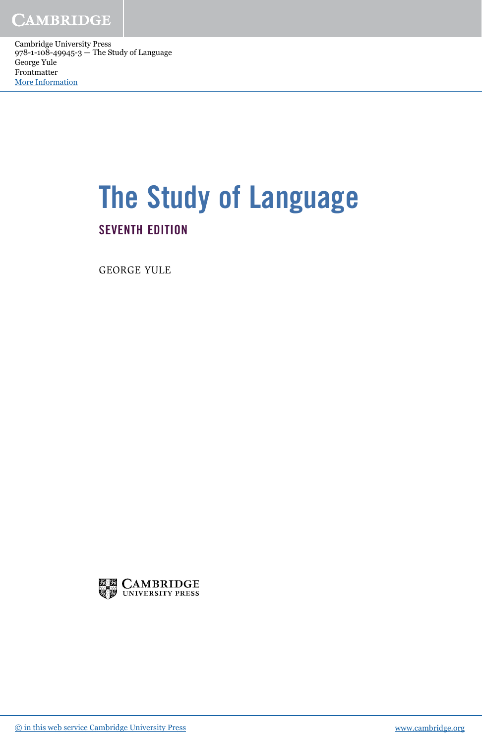# The Study of Language

## SEVENTH EDITION

GEORGE YULE

CAMBRIDGE
UNIVERSITY PRESS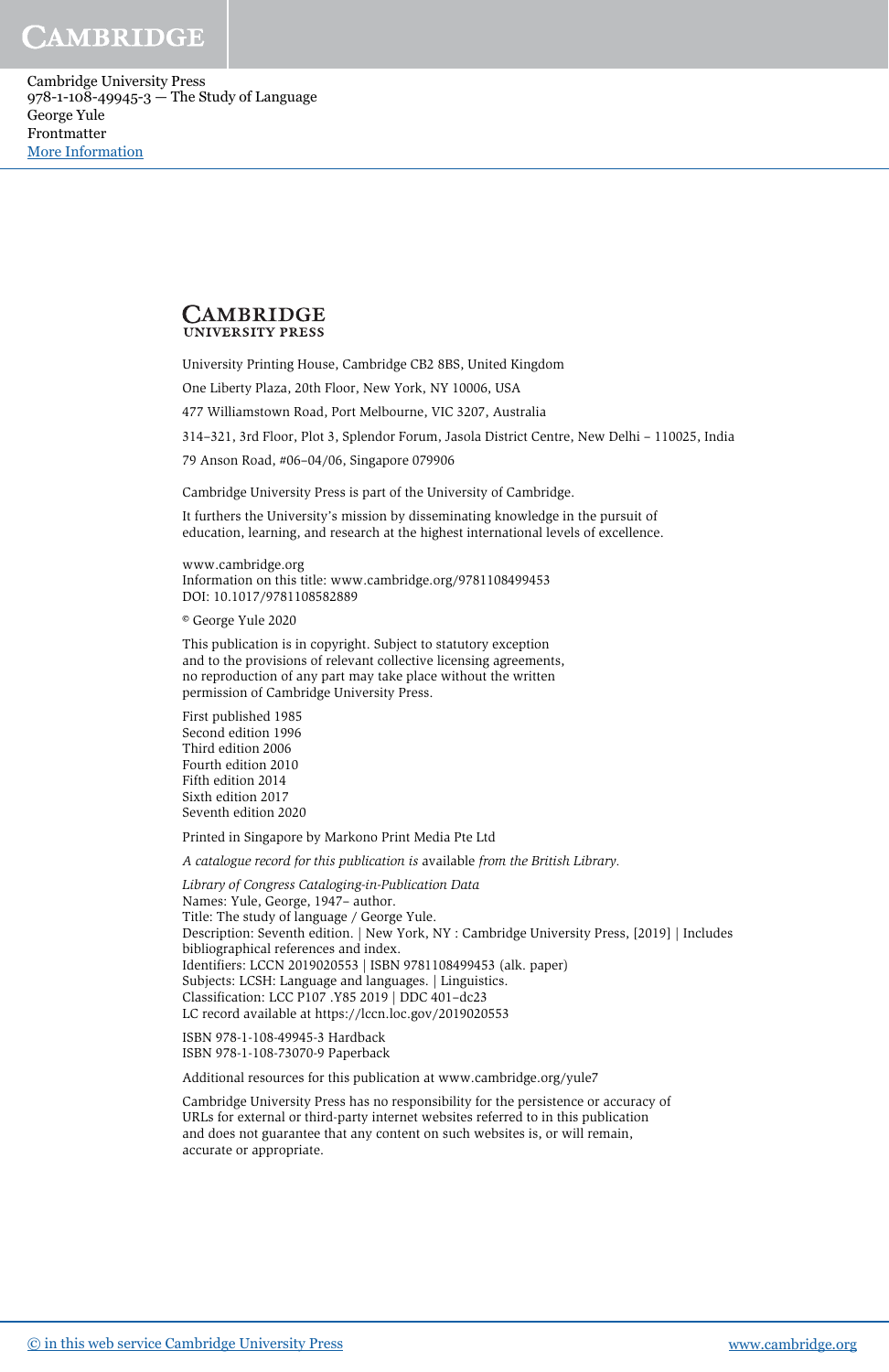**CAMBRIDGE**
UNIVERSITY PRESS

University Printing House, Cambridge CB2 8BS, United Kingdom

One Liberty Plaza, 20th Floor, New York, NY 10006, USA

477 Williamstown Road, Port Melbourne, VIC 3207, Australia

314–321, 3rd Floor, Plot 3, Splendor Forum, Jasola District Centre, New Delhi – 110025, India

79 Anson Road, #06–04/06, Singapore 079906

Cambridge University Press is part of the University of Cambridge.

It furthers the University's mission by disseminating knowledge in the pursuit of education, learning, and research at the highest international levels of excellence.

www.cambridge.org
Information on this title: www.cambridge.org/9781108499453
DOI: 10.1017/9781108582889

© George Yule 2020

This publication is in copyright. Subject to statutory exception and to the provisions of relevant collective licensing agreements, no reproduction of any part may take place without the written permission of Cambridge University Press.

First published 1985
Second edition 1996
Third edition 2006
Fourth edition 2010
Fifth edition 2014
Sixth edition 2017
Seventh edition 2020

Printed in Singapore by Markono Print Media Pte Ltd

*A catalogue record for this publication is* available *from the British Library.*

*Library of Congress Cataloging-in-Publication Data*
Names: Yule, George, 1947– author.
Title: The study of language / George Yule.
Description: Seventh edition. | New York, NY : Cambridge University Press, [2019] | Includes bibliographical references and index.
Identifiers: LCCN 2019020553 | ISBN 9781108499453 (alk. paper)
Subjects: LCSH: Language and languages. | Linguistics.
Classification: LCC P107 .Y85 2019 | DDC 401–dc23
LC record available at https://lccn.loc.gov/2019020553

ISBN 978-1-108-49945-3 Hardback
ISBN 978-1-108-73070-9 Paperback

Additional resources for this publication at www.cambridge.org/yule7

Cambridge University Press has no responsibility for the persistence or accuracy of URLs for external or third-party internet websites referred to in this publication and does not guarantee that any content on such websites is, or will remain, accurate or appropriate.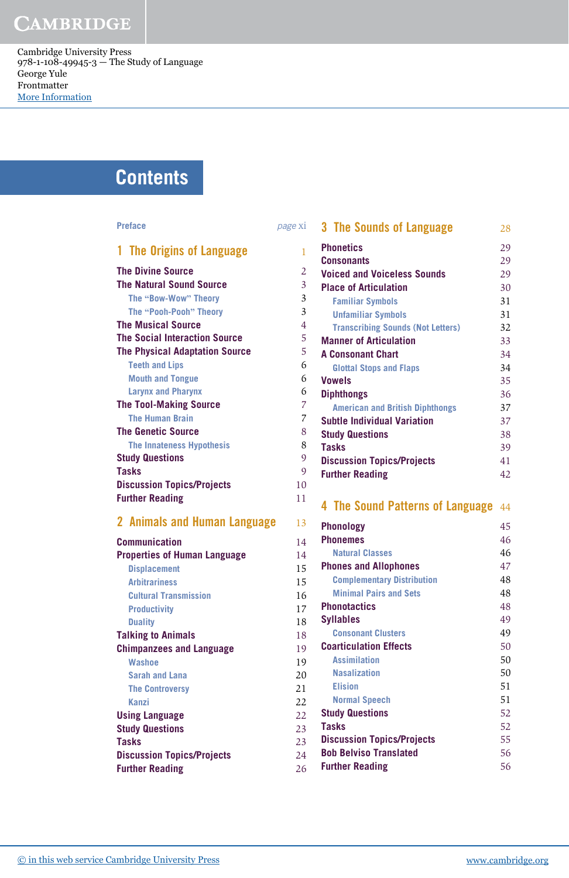Cambridge University Press
978-1-108-49945-3 — The Study of Language
George Yule
Frontmatter
More Information

# Contents

Preface ... page xi

## 1 The Origins of Language ... 1

- The Divine Source ... 2
- The Natural Sound Source ... 3
  - The "Bow-Wow" Theory ... 3
  - The "Pooh-Pooh" Theory ... 3
- The Musical Source ... 4
- The Social Interaction Source ... 5
- The Physical Adaptation Source ... 5
  - Teeth and Lips ... 6
  - Mouth and Tongue ... 6
  - Larynx and Pharynx ... 6
- The Tool-Making Source ... 7
  - The Human Brain ... 7
- The Genetic Source ... 8
  - The Innateness Hypothesis ... 8
- Study Questions ... 9
- Tasks ... 9
- Discussion Topics/Projects ... 10
- Further Reading ... 11

## 2 Animals and Human Language ... 13

- Communication ... 14
- Properties of Human Language ... 14
  - Displacement ... 15
  - Arbitrariness ... 15
  - Cultural Transmission ... 16
  - Productivity ... 17
  - Duality ... 18
- Talking to Animals ... 18
- Chimpanzees and Language ... 19
  - Washoe ... 19
  - Sarah and Lana ... 20
  - The Controversy ... 21
  - Kanzi ... 22
- Using Language ... 22
- Study Questions ... 23
- Tasks ... 23
- Discussion Topics/Projects ... 24
- Further Reading ... 26

## 3 The Sounds of Language ... 28

- Phonetics ... 29
- Consonants ... 29
- Voiced and Voiceless Sounds ... 29
- Place of Articulation ... 30
  - Familiar Symbols ... 31
  - Unfamiliar Symbols ... 31
  - Transcribing Sounds (Not Letters) ... 32
- Manner of Articulation ... 33
- A Consonant Chart ... 34
  - Glottal Stops and Flaps ... 34
- Vowels ... 35
- Diphthongs ... 36
  - American and British Diphthongs ... 37
- Subtle Individual Variation ... 37
- Study Questions ... 38
- Tasks ... 39
- Discussion Topics/Projects ... 41
- Further Reading ... 42

## 4 The Sound Patterns of Language ... 44

- Phonology ... 45
- Phonemes ... 46
  - Natural Classes ... 46
- Phones and Allophones ... 47
  - Complementary Distribution ... 48
  - Minimal Pairs and Sets ... 48
- Phonotactics ... 48
- Syllables ... 49
  - Consonant Clusters ... 49
- Coarticulation Effects ... 50
  - Assimilation ... 50
  - Nasalization ... 50
  - Elision ... 51
  - Normal Speech ... 51
- Study Questions ... 52
- Tasks ... 52
- Discussion Topics/Projects ... 55
- Bob Belviso Translated ... 56
- Further Reading ... 56

© in this web service Cambridge University Press www.cambridge.org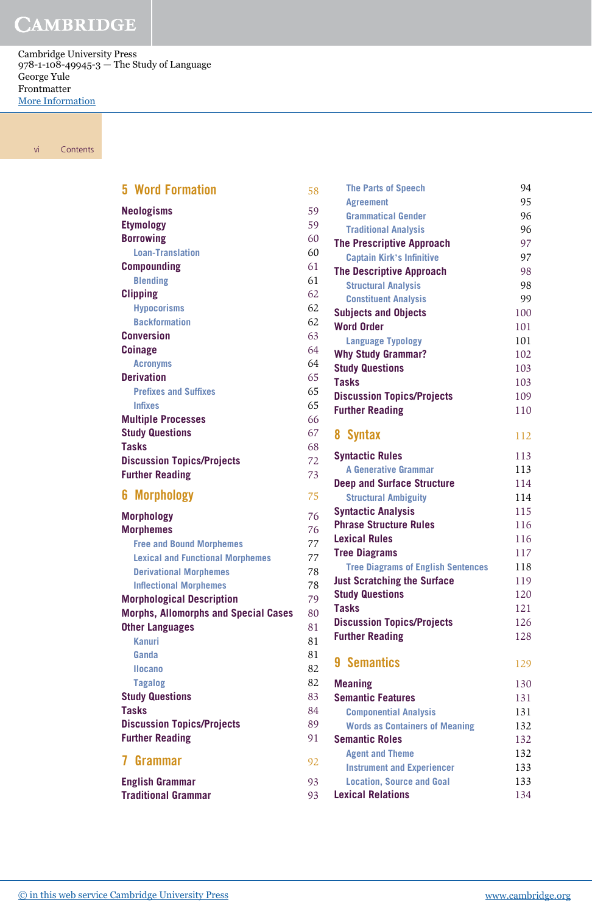## 5 Word Formation 58

- Neologisms 59
- Etymology 59
- Borrowing 60
  - Loan-Translation 60
- Compounding 61
  - Blending 61
- Clipping 62
  - Hypocorisms 62
  - Backformation 62
- Conversion 63
- Coinage 64
  - Acronyms 64
- Derivation 65
  - Prefixes and Suffixes 65
  - Infixes 65
- Multiple Processes 66
- Study Questions 67
- Tasks 68
- Discussion Topics/Projects 72
- Further Reading 73

## 6 Morphology 75

- Morphology 76
- Morphemes 76
  - Free and Bound Morphemes 77
  - Lexical and Functional Morphemes 77
  - Derivational Morphemes 78
  - Inflectional Morphemes 78
- Morphological Description 79
- Morphs, Allomorphs and Special Cases 80
- Other Languages 81
  - Kanuri 81
  - Ganda 81
  - Ilocano 82
  - Tagalog 82
- Study Questions 83
- Tasks 84
- Discussion Topics/Projects 89
- Further Reading 91

## 7 Grammar 92

- English Grammar 93
- Traditional Grammar 93
  - The Parts of Speech 94
  - Agreement 95
  - Grammatical Gender 96
  - Traditional Analysis 96
- The Prescriptive Approach 97
  - Captain Kirk's Infinitive 97
- The Descriptive Approach 98
  - Structural Analysis 98
  - Constituent Analysis 99
- Subjects and Objects 100
- Word Order 101
  - Language Typology 101
- Why Study Grammar? 102
- Study Questions 103
- Tasks 103
- Discussion Topics/Projects 109
- Further Reading 110

## 8 Syntax 112

- Syntactic Rules 113
  - A Generative Grammar 113
- Deep and Surface Structure 114
  - Structural Ambiguity 114
- Syntactic Analysis 115
- Phrase Structure Rules 116
- Lexical Rules 116
- Tree Diagrams 117
  - Tree Diagrams of English Sentences 118
- Just Scratching the Surface 119
- Study Questions 120
- Tasks 121
- Discussion Topics/Projects 126
- Further Reading 128

## 9 Semantics 129

- Meaning 130
- Semantic Features 131
  - Componential Analysis 131
  - Words as Containers of Meaning 132
- Semantic Roles 132
  - Agent and Theme 132
  - Instrument and Experiencer 133
  - Location, Source and Goal 133
- Lexical Relations 134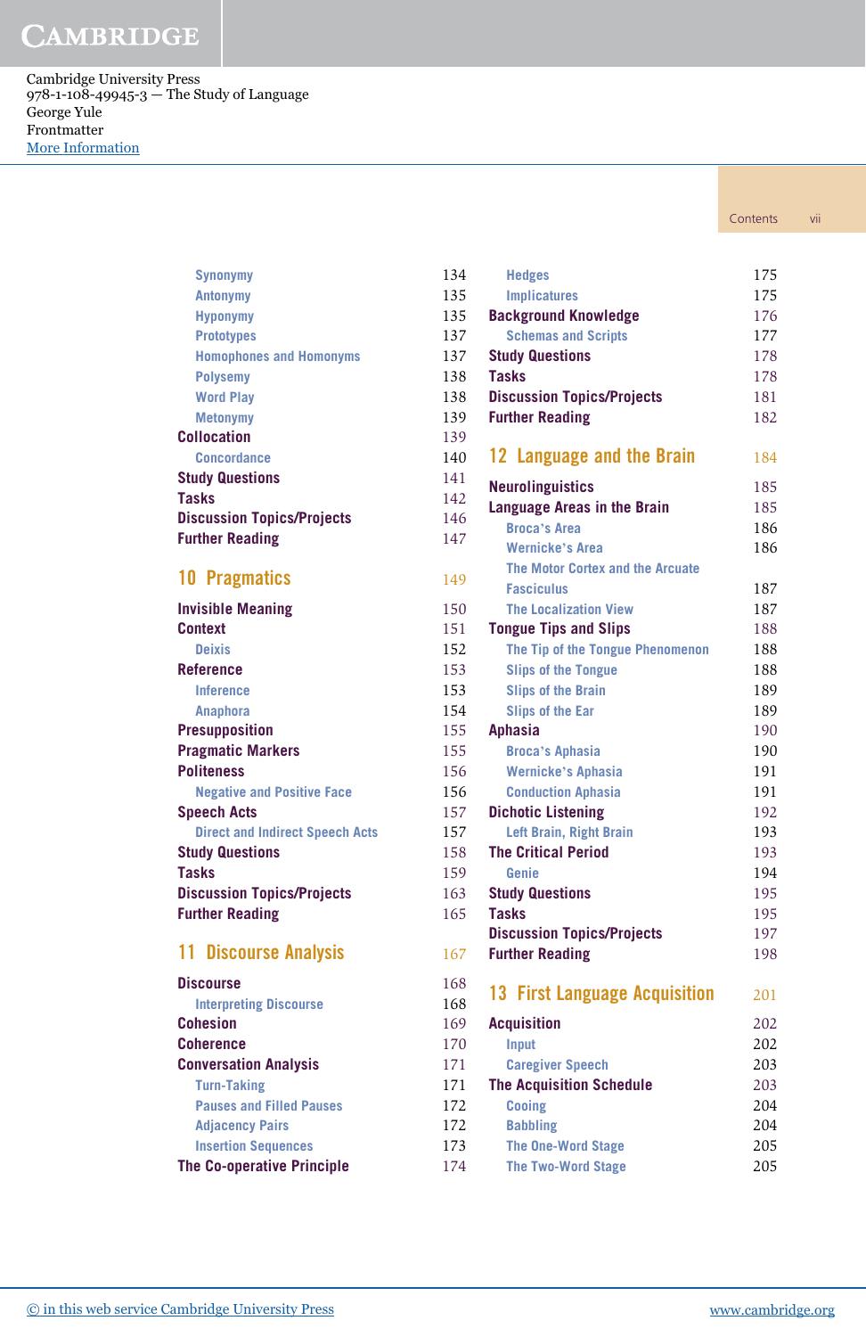| | |
|---|---|
| Synonymy | 134 |
| Antonymy | 135 |
| Hyponymy | 135 |
| Prototypes | 137 |
| Homophones and Homonyms | 137 |
| Polysemy | 138 |
| Word Play | 138 |
| Metonymy | 139 |
| **Collocation** | 139 |
| Concordance | 140 |
| **Study Questions** | 141 |
| **Tasks** | 142 |
| **Discussion Topics/Projects** | 146 |
| **Further Reading** | 147 |

## 10 Pragmatics — 149

| | |
|---|---|
| **Invisible Meaning** | 150 |
| **Context** | 151 |
| Deixis | 152 |
| **Reference** | 153 |
| Inference | 153 |
| Anaphora | 154 |
| **Presupposition** | 155 |
| **Pragmatic Markers** | 155 |
| **Politeness** | 156 |
| Negative and Positive Face | 156 |
| **Speech Acts** | 157 |
| Direct and Indirect Speech Acts | 157 |
| **Study Questions** | 158 |
| **Tasks** | 159 |
| **Discussion Topics/Projects** | 163 |
| **Further Reading** | 165 |

## 11 Discourse Analysis — 167

| | |
|---|---|
| **Discourse** | 168 |
| Interpreting Discourse | 168 |
| **Cohesion** | 169 |
| **Coherence** | 170 |
| **Conversation Analysis** | 171 |
| Turn-Taking | 171 |
| Pauses and Filled Pauses | 172 |
| Adjacency Pairs | 172 |
| Insertion Sequences | 173 |
| **The Co-operative Principle** | 174 |
| Hedges | 175 |
| Implicatures | 175 |
| **Background Knowledge** | 176 |
| Schemas and Scripts | 177 |
| **Study Questions** | 178 |
| **Tasks** | 178 |
| **Discussion Topics/Projects** | 181 |
| **Further Reading** | 182 |

## 12 Language and the Brain — 184

| | |
|---|---|
| **Neurolinguistics** | 185 |
| **Language Areas in the Brain** | 185 |
| Broca's Area | 186 |
| Wernicke's Area | 186 |
| The Motor Cortex and the Arcuate Fasciculus | 187 |
| The Localization View | 187 |
| **Tongue Tips and Slips** | 188 |
| The Tip of the Tongue Phenomenon | 188 |
| Slips of the Tongue | 188 |
| Slips of the Brain | 189 |
| Slips of the Ear | 189 |
| **Aphasia** | 190 |
| Broca's Aphasia | 190 |
| Wernicke's Aphasia | 191 |
| Conduction Aphasia | 191 |
| **Dichotic Listening** | 192 |
| Left Brain, Right Brain | 193 |
| **The Critical Period** | 193 |
| Genie | 194 |
| **Study Questions** | 195 |
| **Tasks** | 195 |
| **Discussion Topics/Projects** | 197 |
| **Further Reading** | 198 |

## 13 First Language Acquisition — 201

| | |
|---|---|
| **Acquisition** | 202 |
| Input | 202 |
| Caregiver Speech | 203 |
| **The Acquisition Schedule** | 203 |
| Cooing | 204 |
| Babbling | 204 |
| The One-Word Stage | 205 |
| The Two-Word Stage | 205 |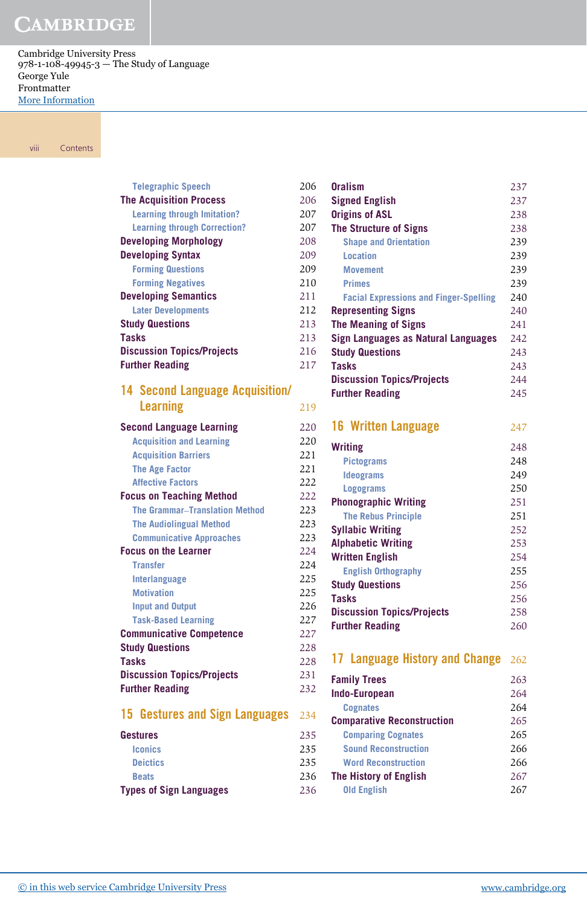Telegraphic Speech 206
The Acquisition Process 206
Learning through Imitation? 207
Learning through Correction? 207
Developing Morphology 208
Developing Syntax 209
Forming Questions 209
Forming Negatives 210
Developing Semantics 211
Later Developments 212
Study Questions 213
Tasks 213
Discussion Topics/Projects 216
Further Reading 217

## 14 Second Language Acquisition/Learning 219

Second Language Learning 220
Acquisition and Learning 220
Acquisition Barriers 221
The Age Factor 221
Affective Factors 222
Focus on Teaching Method 222
The Grammar–Translation Method 223
The Audiolingual Method 223
Communicative Approaches 223
Focus on the Learner 224
Transfer 224
Interlanguage 225
Motivation 225
Input and Output 226
Task-Based Learning 227
Communicative Competence 227
Study Questions 228
Tasks 228
Discussion Topics/Projects 231
Further Reading 232

## 15 Gestures and Sign Languages 234

Gestures 235
Iconics 235
Deictics 235
Beats 236
Types of Sign Languages 236
Oralism 237
Signed English 237
Origins of ASL 238
The Structure of Signs 238
Shape and Orientation 239
Location 239
Movement 239
Primes 239
Facial Expressions and Finger-Spelling 240
Representing Signs 240
The Meaning of Signs 241
Sign Languages as Natural Languages 242
Study Questions 243
Tasks 243
Discussion Topics/Projects 244
Further Reading 245

## 16 Written Language 247

Writing 248
Pictograms 248
Ideograms 249
Logograms 250
Phonographic Writing 251
The Rebus Principle 251
Syllabic Writing 252
Alphabetic Writing 253
Written English 254
English Orthography 255
Study Questions 256
Tasks 256
Discussion Topics/Projects 258
Further Reading 260

## 17 Language History and Change 262

Family Trees 263
Indo-European 264
Cognates 264
Comparative Reconstruction 265
Comparing Cognates 265
Sound Reconstruction 266
Word Reconstruction 266
The History of English 267
Old English 267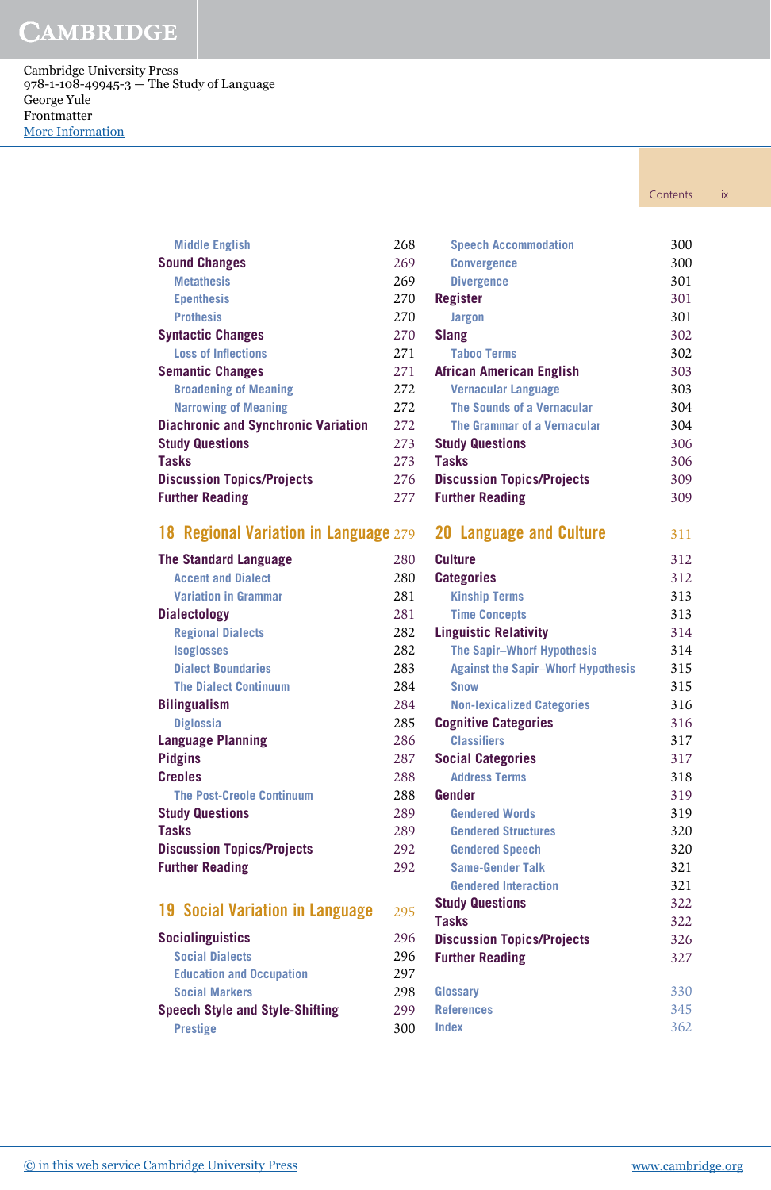Middle English 268
**Sound Changes** 269
Metathesis 269
Epenthesis 270
Prothesis 270
**Syntactic Changes** 270
Loss of Inflections 271
**Semantic Changes** 271
Broadening of Meaning 272
Narrowing of Meaning 272
**Diachronic and Synchronic Variation** 272
**Study Questions** 273
**Tasks** 273
**Discussion Topics/Projects** 276
**Further Reading** 277

## 18 Regional Variation in Language 279

**The Standard Language** 280
Accent and Dialect 280
Variation in Grammar 281
**Dialectology** 281
Regional Dialects 282
Isoglosses 282
Dialect Boundaries 283
The Dialect Continuum 284
**Bilingualism** 284
Diglossia 285
**Language Planning** 286
**Pidgins** 287
**Creoles** 288
The Post-Creole Continuum 288
**Study Questions** 289
**Tasks** 289
**Discussion Topics/Projects** 292
**Further Reading** 292

## 19 Social Variation in Language 295

**Sociolinguistics** 296
Social Dialects 296
Education and Occupation 297
Social Markers 298
**Speech Style and Style-Shifting** 299
Prestige 300
Speech Accommodation 300
Convergence 300
Divergence 301
**Register** 301
Jargon 301
**Slang** 302
Taboo Terms 302
**African American English** 303
Vernacular Language 303
The Sounds of a Vernacular 304
The Grammar of a Vernacular 304
**Study Questions** 306
**Tasks** 306
**Discussion Topics/Projects** 309
**Further Reading** 309

## 20 Language and Culture 311

**Culture** 312
**Categories** 312
Kinship Terms 313
Time Concepts 313
**Linguistic Relativity** 314
The Sapir–Whorf Hypothesis 314
Against the Sapir–Whorf Hypothesis 315
Snow 315
Non-lexicalized Categories 316
**Cognitive Categories** 316
Classifiers 317
**Social Categories** 317
Address Terms 318
**Gender** 319
Gendered Words 319
Gendered Structures 320
Gendered Speech 320
Same-Gender Talk 321
Gendered Interaction 321
**Study Questions** 322
**Tasks** 322
**Discussion Topics/Projects** 326
**Further Reading** 327

Glossary 330
References 345
Index 362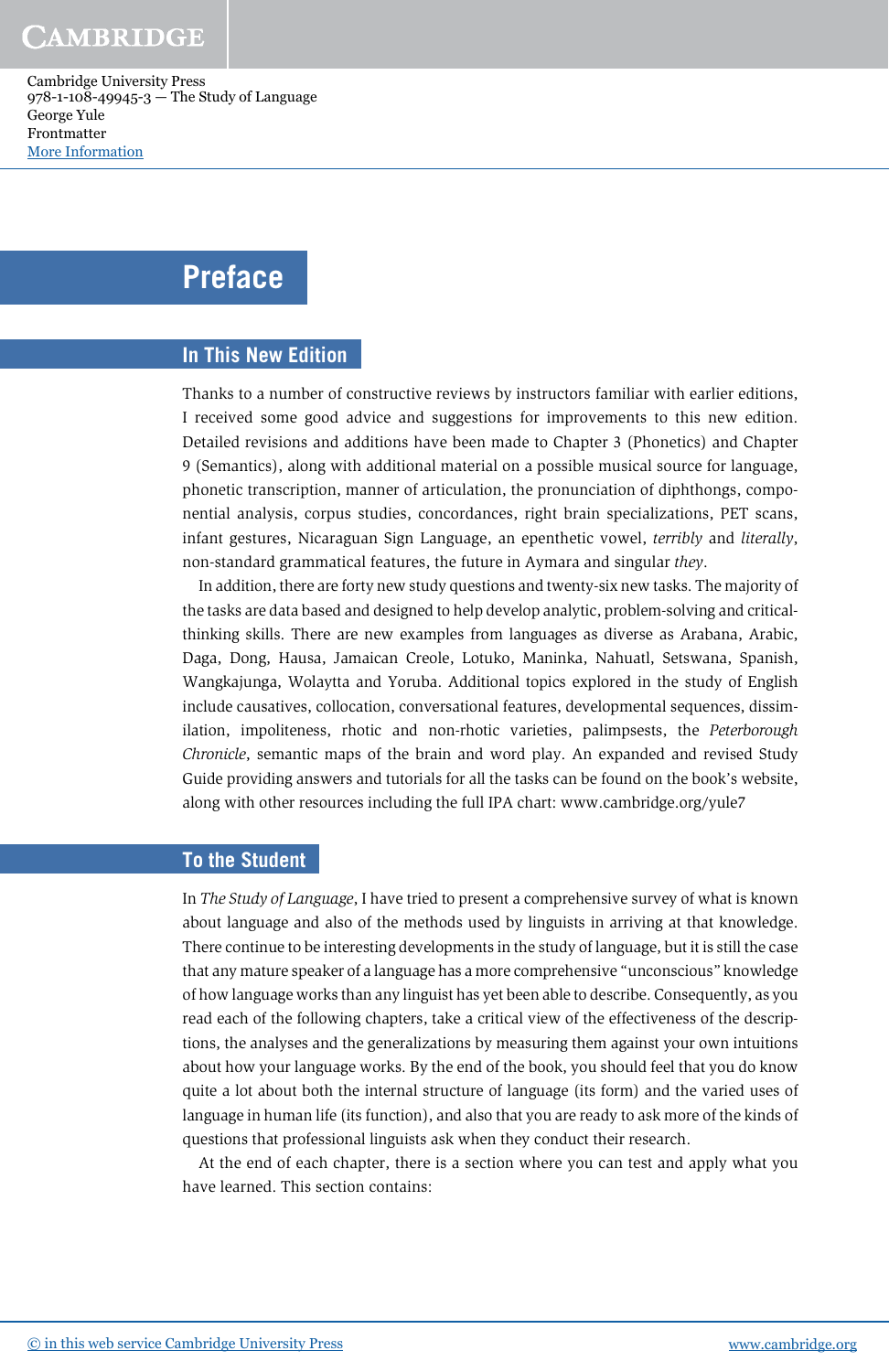# Preface

## In This New Edition

Thanks to a number of constructive reviews by instructors familiar with earlier editions, I received some good advice and suggestions for improvements to this new edition. Detailed revisions and additions have been made to Chapter 3 (Phonetics) and Chapter 9 (Semantics), along with additional material on a possible musical source for language, phonetic transcription, manner of articulation, the pronunciation of diphthongs, componential analysis, corpus studies, concordances, right brain specializations, PET scans, infant gestures, Nicaraguan Sign Language, an epenthetic vowel, *terribly* and *literally*, non-standard grammatical features, the future in Aymara and singular *they*.

In addition, there are forty new study questions and twenty-six new tasks. The majority of the tasks are data based and designed to help develop analytic, problem-solving and critical-thinking skills. There are new examples from languages as diverse as Arabana, Arabic, Daga, Dong, Hausa, Jamaican Creole, Lotuko, Maninka, Nahuatl, Setswana, Spanish, Wangkajunga, Wolaytta and Yoruba. Additional topics explored in the study of English include causatives, collocation, conversational features, developmental sequences, dissimilation, impoliteness, rhotic and non-rhotic varieties, palimpsests, the *Peterborough Chronicle*, semantic maps of the brain and word play. An expanded and revised Study Guide providing answers and tutorials for all the tasks can be found on the book's website, along with other resources including the full IPA chart: www.cambridge.org/yule7

## To the Student

In *The Study of Language*, I have tried to present a comprehensive survey of what is known about language and also of the methods used by linguists in arriving at that knowledge. There continue to be interesting developments in the study of language, but it is still the case that any mature speaker of a language has a more comprehensive "unconscious" knowledge of how language works than any linguist has yet been able to describe. Consequently, as you read each of the following chapters, take a critical view of the effectiveness of the descriptions, the analyses and the generalizations by measuring them against your own intuitions about how your language works. By the end of the book, you should feel that you do know quite a lot about both the internal structure of language (its form) and the varied uses of language in human life (its function), and also that you are ready to ask more of the kinds of questions that professional linguists ask when they conduct their research.

At the end of each chapter, there is a section where you can test and apply what you have learned. This section contains: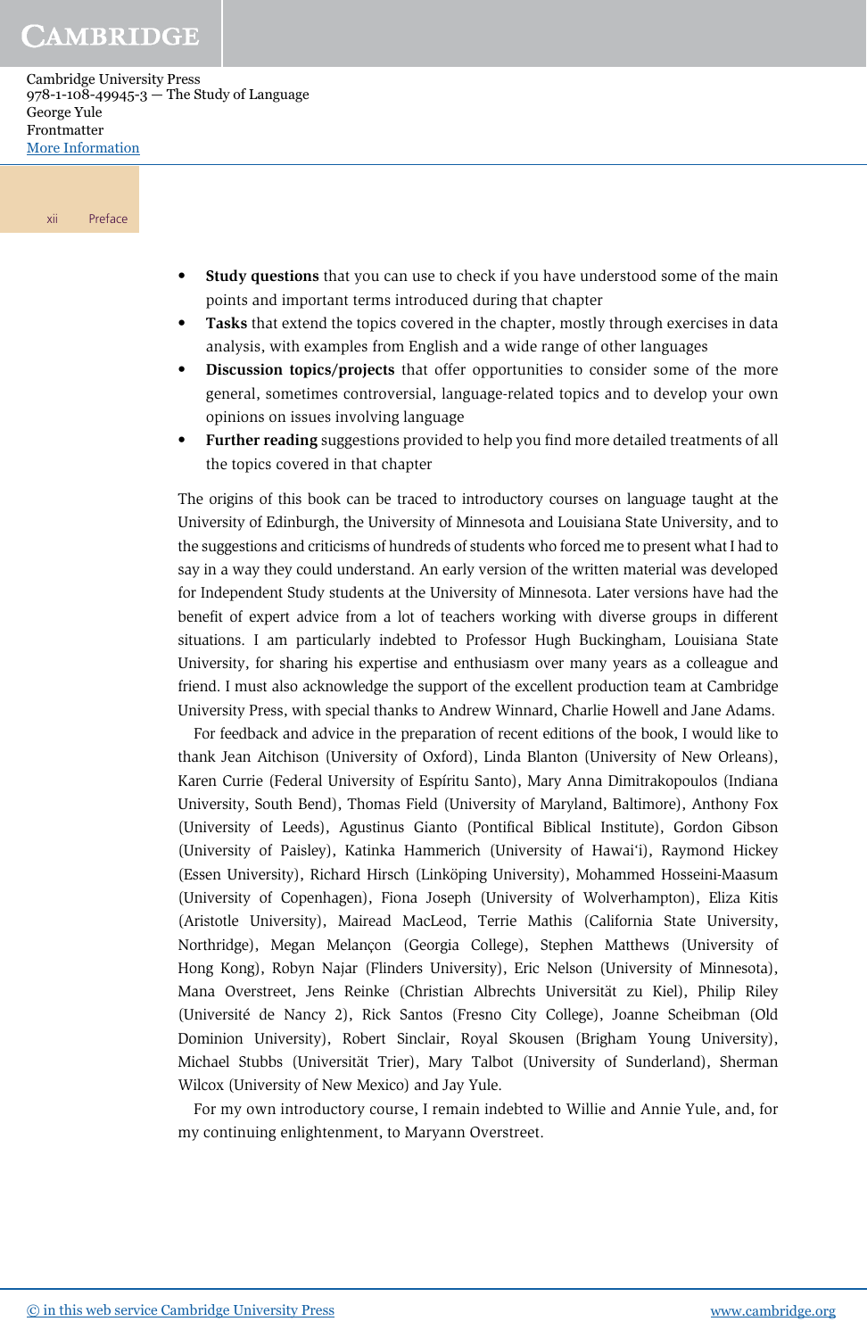- **Study questions** that you can use to check if you have understood some of the main points and important terms introduced during that chapter
- **Tasks** that extend the topics covered in the chapter, mostly through exercises in data analysis, with examples from English and a wide range of other languages
- **Discussion topics/projects** that offer opportunities to consider some of the more general, sometimes controversial, language-related topics and to develop your own opinions on issues involving language
- **Further reading** suggestions provided to help you find more detailed treatments of all the topics covered in that chapter

The origins of this book can be traced to introductory courses on language taught at the University of Edinburgh, the University of Minnesota and Louisiana State University, and to the suggestions and criticisms of hundreds of students who forced me to present what I had to say in a way they could understand. An early version of the written material was developed for Independent Study students at the University of Minnesota. Later versions have had the benefit of expert advice from a lot of teachers working with diverse groups in different situations. I am particularly indebted to Professor Hugh Buckingham, Louisiana State University, for sharing his expertise and enthusiasm over many years as a colleague and friend. I must also acknowledge the support of the excellent production team at Cambridge University Press, with special thanks to Andrew Winnard, Charlie Howell and Jane Adams.

For feedback and advice in the preparation of recent editions of the book, I would like to thank Jean Aitchison (University of Oxford), Linda Blanton (University of New Orleans), Karen Currie (Federal University of Espíritu Santo), Mary Anna Dimitrakopoulos (Indiana University, South Bend), Thomas Field (University of Maryland, Baltimore), Anthony Fox (University of Leeds), Agustinus Gianto (Pontifical Biblical Institute), Gordon Gibson (University of Paisley), Katinka Hammerich (University of Hawai'i), Raymond Hickey (Essen University), Richard Hirsch (Linköping University), Mohammed Hosseini-Maasum (University of Copenhagen), Fiona Joseph (University of Wolverhampton), Eliza Kitis (Aristotle University), Mairead MacLeod, Terrie Mathis (California State University, Northridge), Megan Melançon (Georgia College), Stephen Matthews (University of Hong Kong), Robyn Najar (Flinders University), Eric Nelson (University of Minnesota), Mana Overstreet, Jens Reinke (Christian Albrechts Universität zu Kiel), Philip Riley (Université de Nancy 2), Rick Santos (Fresno City College), Joanne Scheibman (Old Dominion University), Robert Sinclair, Royal Skousen (Brigham Young University), Michael Stubbs (Universität Trier), Mary Talbot (University of Sunderland), Sherman Wilcox (University of New Mexico) and Jay Yule.

For my own introductory course, I remain indebted to Willie and Annie Yule, and, for my continuing enlightenment, to Maryann Overstreet.